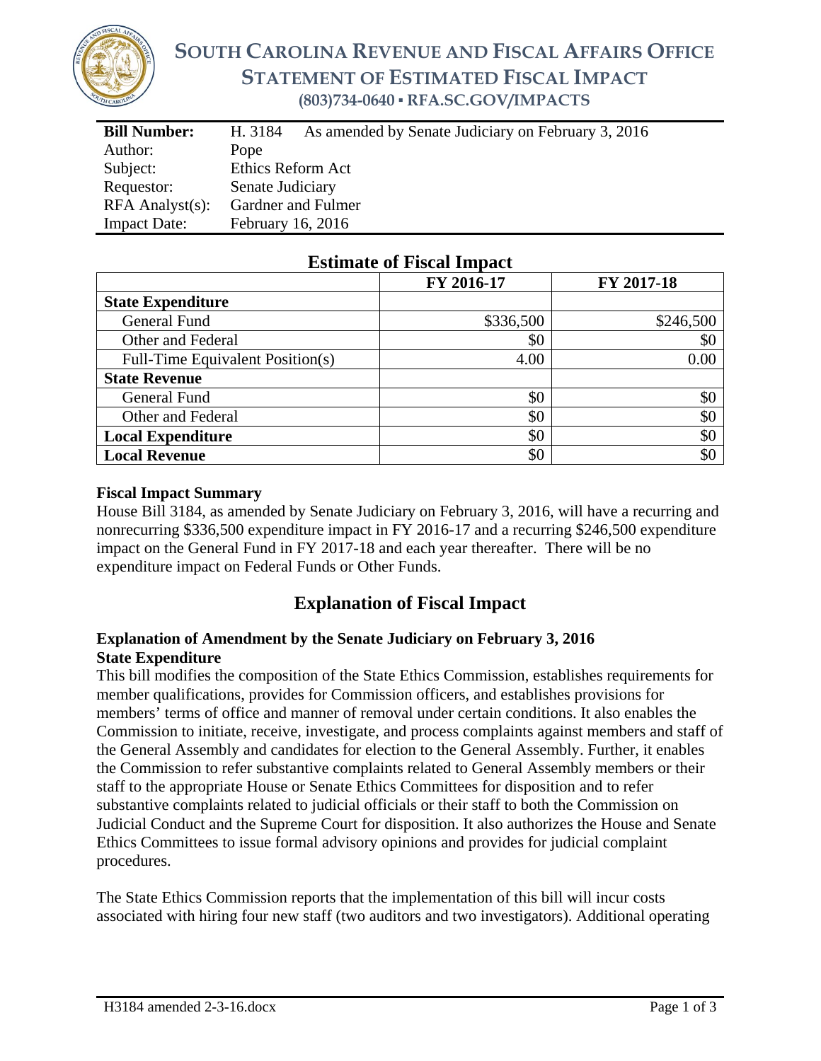# SOUTH CAROLINA REVENUE AND FISCAL AFFAIRS OFFICE
## STATEMENT OF ESTIMATED FISCAL IMPACT
### (803)734-0640 ▪ RFA.SC.GOV/IMPACTS

| **Bill Number:** | H. 3184 As amended by Senate Judiciary on February 3, 2016 |
|---|---|
| Author: | Pope |
| Subject: | Ethics Reform Act |
| Requestor: | Senate Judiciary |
| RFA Analyst(s): | Gardner and Fulmer |
| Impact Date: | February 16, 2016 |

## Estimate of Fiscal Impact

| | FY 2016-17 | FY 2017-18 |
|---|---|---|
| **State Expenditure** | | |
| General Fund | $336,500 | $246,500 |
| Other and Federal | $0 | $0 |
| Full-Time Equivalent Position(s) | 4.00 | 0.00 |
| **State Revenue** | | |
| General Fund | $0 | $0 |
| Other and Federal | $0 | $0 |
| **Local Expenditure** | $0 | $0 |
| **Local Revenue** | $0 | $0 |

### Fiscal Impact Summary

House Bill 3184, as amended by Senate Judiciary on February 3, 2016, will have a recurring and nonrecurring $336,500 expenditure impact in FY 2016-17 and a recurring $246,500 expenditure impact on the General Fund in FY 2017-18 and each year thereafter. There will be no expenditure impact on Federal Funds or Other Funds.

## Explanation of Fiscal Impact

### Explanation of Amendment by the Senate Judiciary on February 3, 2016

**State Expenditure**

This bill modifies the composition of the State Ethics Commission, establishes requirements for member qualifications, provides for Commission officers, and establishes provisions for members' terms of office and manner of removal under certain conditions. It also enables the Commission to initiate, receive, investigate, and process complaints against members and staff of the General Assembly and candidates for election to the General Assembly. Further, it enables the Commission to refer substantive complaints related to General Assembly members or their staff to the appropriate House or Senate Ethics Committees for disposition and to refer substantive complaints related to judicial officials or their staff to both the Commission on Judicial Conduct and the Supreme Court for disposition. It also authorizes the House and Senate Ethics Committees to issue formal advisory opinions and provides for judicial complaint procedures.

The State Ethics Commission reports that the implementation of this bill will incur costs associated with hiring four new staff (two auditors and two investigators). Additional operating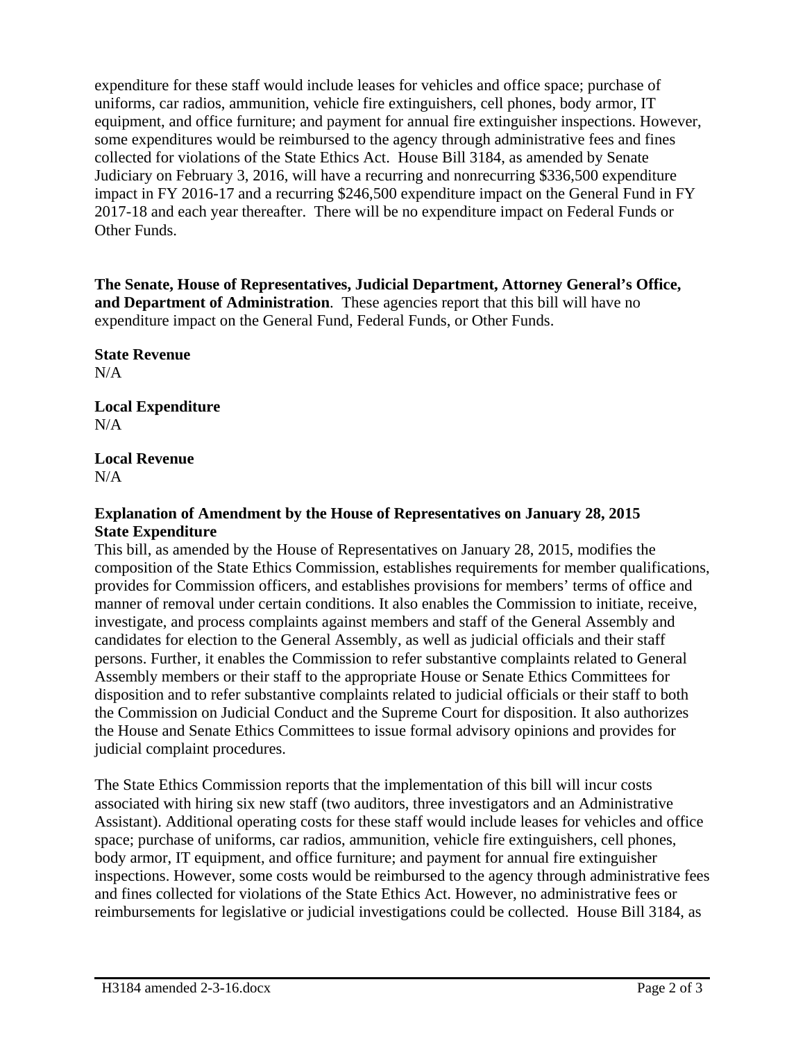expenditure for these staff would include leases for vehicles and office space; purchase of uniforms, car radios, ammunition, vehicle fire extinguishers, cell phones, body armor, IT equipment, and office furniture; and payment for annual fire extinguisher inspections. However, some expenditures would be reimbursed to the agency through administrative fees and fines collected for violations of the State Ethics Act. House Bill 3184, as amended by Senate Judiciary on February 3, 2016, will have a recurring and nonrecurring $336,500 expenditure impact in FY 2016-17 and a recurring $246,500 expenditure impact on the General Fund in FY 2017-18 and each year thereafter. There will be no expenditure impact on Federal Funds or Other Funds.

**The Senate, House of Representatives, Judicial Department, Attorney General's Office, and Department of Administration**. These agencies report that this bill will have no expenditure impact on the General Fund, Federal Funds, or Other Funds.

**State Revenue**
N/A

**Local Expenditure**
N/A

**Local Revenue**
N/A

**Explanation of Amendment by the House of Representatives on January 28, 2015**
**State Expenditure**

This bill, as amended by the House of Representatives on January 28, 2015, modifies the composition of the State Ethics Commission, establishes requirements for member qualifications, provides for Commission officers, and establishes provisions for members' terms of office and manner of removal under certain conditions. It also enables the Commission to initiate, receive, investigate, and process complaints against members and staff of the General Assembly and candidates for election to the General Assembly, as well as judicial officials and their staff persons. Further, it enables the Commission to refer substantive complaints related to General Assembly members or their staff to the appropriate House or Senate Ethics Committees for disposition and to refer substantive complaints related to judicial officials or their staff to both the Commission on Judicial Conduct and the Supreme Court for disposition. It also authorizes the House and Senate Ethics Committees to issue formal advisory opinions and provides for judicial complaint procedures.

The State Ethics Commission reports that the implementation of this bill will incur costs associated with hiring six new staff (two auditors, three investigators and an Administrative Assistant). Additional operating costs for these staff would include leases for vehicles and office space; purchase of uniforms, car radios, ammunition, vehicle fire extinguishers, cell phones, body armor, IT equipment, and office furniture; and payment for annual fire extinguisher inspections. However, some costs would be reimbursed to the agency through administrative fees and fines collected for violations of the State Ethics Act. However, no administrative fees or reimbursements for legislative or judicial investigations could be collected. House Bill 3184, as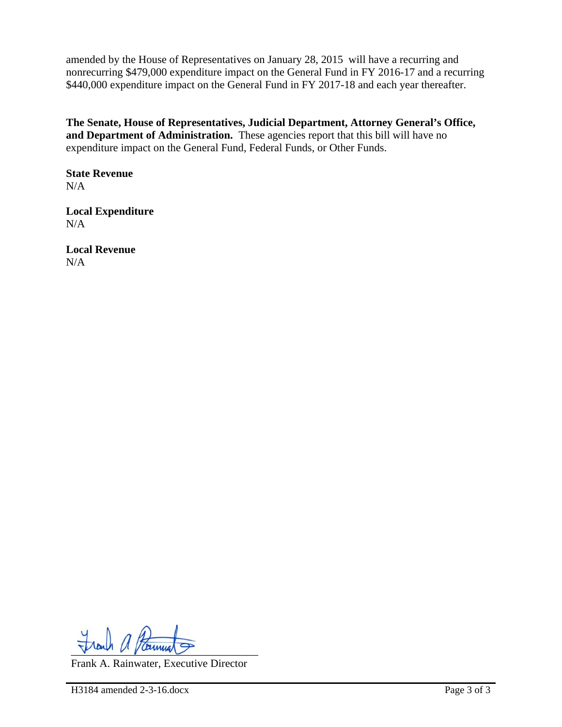amended by the House of Representatives on January 28, 2015 will have a recurring and nonrecurring $479,000 expenditure impact on the General Fund in FY 2016-17 and a recurring $440,000 expenditure impact on the General Fund in FY 2017-18 and each year thereafter.

**The Senate, House of Representatives, Judicial Department, Attorney General's Office, and Department of Administration.** These agencies report that this bill will have no expenditure impact on the General Fund, Federal Funds, or Other Funds.

**State Revenue**
N/A

**Local Expenditure**
N/A

**Local Revenue**
N/A

Frank A. Rainwater, Executive Director

H3184 amended 2-3-16.docx